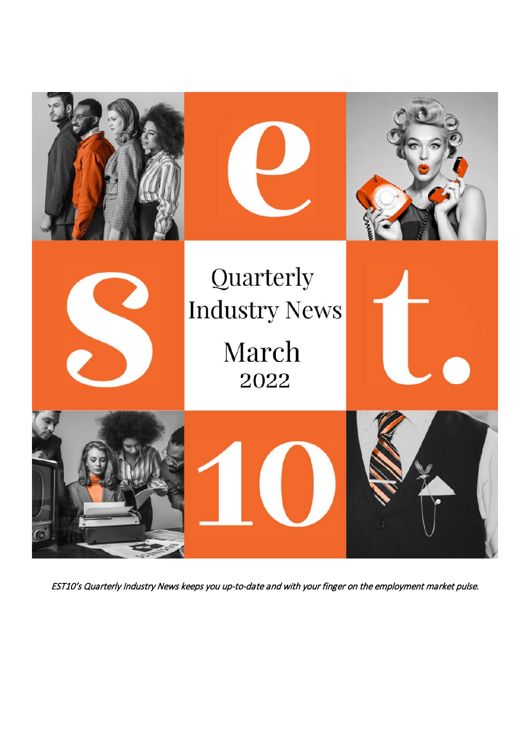# Quarterly Industry News

## March 2022

*EST10's Quarterly Industry News keeps you up-to-date and with your finger on the employment market pulse.*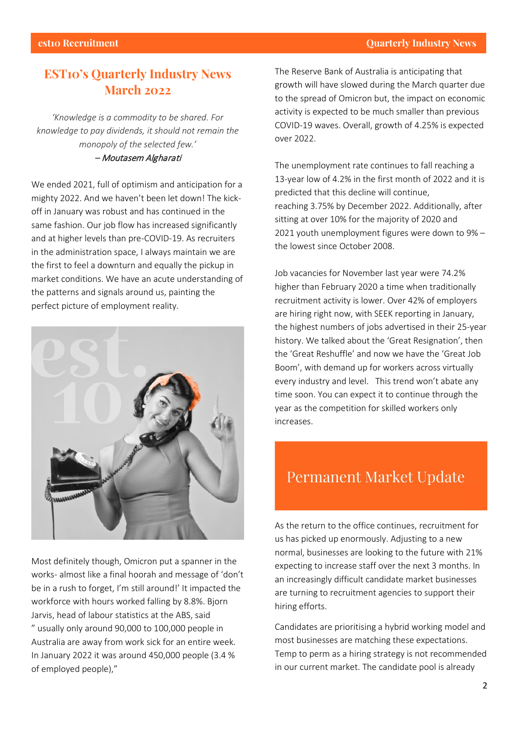# EST10's Quarterly Industry News March 2022

*'Knowledge is a commodity to be shared. For knowledge to pay dividends, it should not remain the monopoly of the selected few.'*
*– Moutasem Algharati*

We ended 2021, full of optimism and anticipation for a mighty 2022. And we haven't been let down! The kick-off in January was robust and has continued in the same fashion. Our job flow has increased significantly and at higher levels than pre-COVID-19. As recruiters in the administration space, I always maintain we are the first to feel a downturn and equally the pickup in market conditions. We have an acute understanding of the patterns and signals around us, painting the perfect picture of employment reality.

Most definitely though, Omicron put a spanner in the works- almost like a final hoorah and message of 'don't be in a rush to forget, I'm still around!' It impacted the workforce with hours worked falling by 8.8%. Bjorn Jarvis, head of labour statistics at the ABS, said " usually only around 90,000 to 100,000 people in Australia are away from work sick for an entire week. In January 2022 it was around 450,000 people (3.4 % of employed people),"

The Reserve Bank of Australia is anticipating that growth will have slowed during the March quarter due to the spread of Omicron but, the impact on economic activity is expected to be much smaller than previous COVID-19 waves. Overall, growth of 4.25% is expected over 2022.

The unemployment rate continues to fall reaching a 13-year low of 4.2% in the first month of 2022 and it is predicted that this decline will continue, reaching 3.75% by December 2022. Additionally, after sitting at over 10% for the majority of 2020 and 2021 youth unemployment figures were down to 9% – the lowest since October 2008.

Job vacancies for November last year were 74.2% higher than February 2020 a time when traditionally recruitment activity is lower. Over 42% of employers are hiring right now, with SEEK reporting in January, the highest numbers of jobs advertised in their 25-year history. We talked about the 'Great Resignation', then the 'Great Reshuffle' and now we have the 'Great Job Boom', with demand up for workers across virtually every industry and level. This trend won't abate any time soon. You can expect it to continue through the year as the competition for skilled workers only increases.

## Permanent Market Update

As the return to the office continues, recruitment for us has picked up enormously. Adjusting to a new normal, businesses are looking to the future with 21% expecting to increase staff over the next 3 months. In an increasingly difficult candidate market businesses are turning to recruitment agencies to support their hiring efforts.

Candidates are prioritising a hybrid working model and most businesses are matching these expectations. Temp to perm as a hiring strategy is not recommended in our current market. The candidate pool is already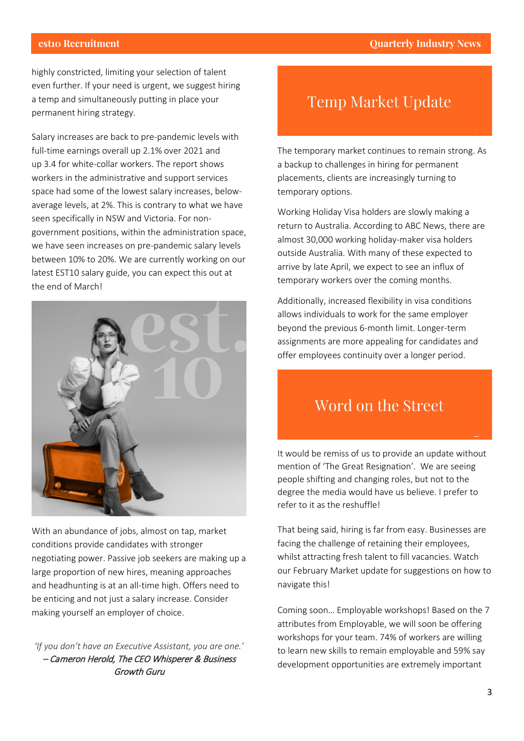highly constricted, limiting your selection of talent even further. If your need is urgent, we suggest hiring a temp and simultaneously putting in place your permanent hiring strategy.

Salary increases are back to pre-pandemic levels with full-time earnings overall up 2.1% over 2021 and up 3.4 for white-collar workers. The report shows workers in the administrative and support services space had some of the lowest salary increases, below-average levels, at 2%. This is contrary to what we have seen specifically in NSW and Victoria. For non-government positions, within the administration space, we have seen increases on pre-pandemic salary levels between 10% to 20%. We are currently working on our latest EST10 salary guide, you can expect this out at the end of March!

With an abundance of jobs, almost on tap, market conditions provide candidates with stronger negotiating power. Passive job seekers are making up a large proportion of new hires, meaning approaches and headhunting is at an all-time high. Offers need to be enticing and not just a salary increase. Consider making yourself an employer of choice.

*'If you don't have an Executive Assistant, you are one.'*
*– Cameron Herold, The CEO Whisperer & Business Growth Guru*

## Temp Market Update

The temporary market continues to remain strong. As a backup to challenges in hiring for permanent placements, clients are increasingly turning to temporary options.

Working Holiday Visa holders are slowly making a return to Australia. According to ABC News, there are almost 30,000 working holiday-maker visa holders outside Australia. With many of these expected to arrive by late April, we expect to see an influx of temporary workers over the coming months.

Additionally, increased flexibility in visa conditions allows individuals to work for the same employer beyond the previous 6-month limit. Longer-term assignments are more appealing for candidates and offer employees continuity over a longer period.

## Word on the Street

It would be remiss of us to provide an update without mention of 'The Great Resignation'. We are seeing people shifting and changing roles, but not to the degree the media would have us believe. I prefer to refer to it as the reshuffle!

That being said, hiring is far from easy. Businesses are facing the challenge of retaining their employees, whilst attracting fresh talent to fill vacancies. Watch our February Market update for suggestions on how to navigate this!

Coming soon… Employable workshops! Based on the 7 attributes from Employable, we will soon be offering workshops for your team. 74% of workers are willing to learn new skills to remain employable and 59% say development opportunities are extremely important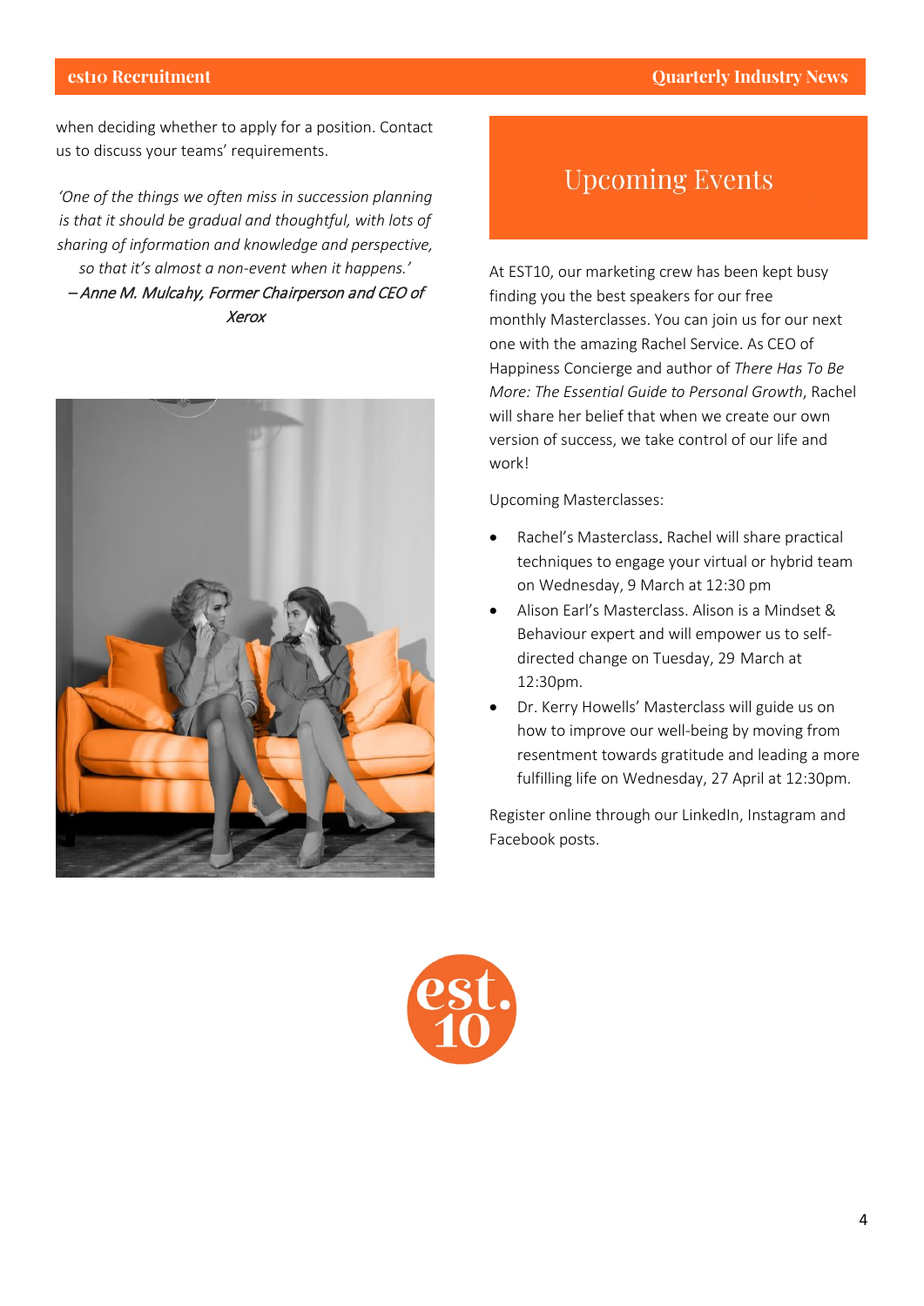when deciding whether to apply for a position. Contact us to discuss your teams' requirements.

*'One of the things we often miss in succession planning is that it should be gradual and thoughtful, with lots of sharing of information and knowledge and perspective, so that it's almost a non-event when it happens.'*
*– Anne M. Mulcahy, Former Chairperson and CEO of Xerox*

## Upcoming Events

At EST10, our marketing crew has been kept busy finding you the best speakers for our free monthly Masterclasses. You can join us for our next one with the amazing Rachel Service. As CEO of Happiness Concierge and author of *There Has To Be More: The Essential Guide to Personal Growth*, Rachel will share her belief that when we create our own version of success, we take control of our life and work!

Upcoming Masterclasses:

- Rachel's Masterclass. Rachel will share practical techniques to engage your virtual or hybrid team on Wednesday, 9 March at 12:30 pm
- Alison Earl's Masterclass. Alison is a Mindset & Behaviour expert and will empower us to self-directed change on Tuesday, 29 March at 12:30pm.
- Dr. Kerry Howells' Masterclass will guide us on how to improve our well-being by moving from resentment towards gratitude and leading a more fulfilling life on Wednesday, 27 April at 12:30pm.

Register online through our LinkedIn, Instagram and Facebook posts.